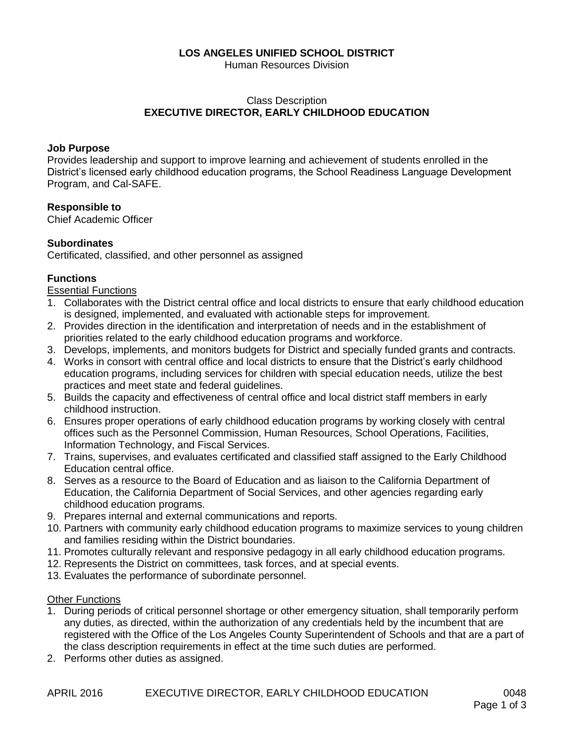**LOS ANGELES UNIFIED SCHOOL DISTRICT**
Human Resources Division

Class Description
# EXECUTIVE DIRECTOR, EARLY CHILDHOOD EDUCATION

**Job Purpose**
Provides leadership and support to improve learning and achievement of students enrolled in the District's licensed early childhood education programs, the School Readiness Language Development Program, and Cal-SAFE.

**Responsible to**
Chief Academic Officer

**Subordinates**
Certificated, classified, and other personnel as assigned

**Functions**

Essential Functions

1. Collaborates with the District central office and local districts to ensure that early childhood education is designed, implemented, and evaluated with actionable steps for improvement.
2. Provides direction in the identification and interpretation of needs and in the establishment of priorities related to the early childhood education programs and workforce.
3. Develops, implements, and monitors budgets for District and specially funded grants and contracts.
4. Works in consort with central office and local districts to ensure that the District's early childhood education programs, including services for children with special education needs, utilize the best practices and meet state and federal guidelines.
5. Builds the capacity and effectiveness of central office and local district staff members in early childhood instruction.
6. Ensures proper operations of early childhood education programs by working closely with central offices such as the Personnel Commission, Human Resources, School Operations, Facilities, Information Technology, and Fiscal Services.
7. Trains, supervises, and evaluates certificated and classified staff assigned to the Early Childhood Education central office.
8. Serves as a resource to the Board of Education and as liaison to the California Department of Education, the California Department of Social Services, and other agencies regarding early childhood education programs.
9. Prepares internal and external communications and reports.
10. Partners with community early childhood education programs to maximize services to young children and families residing within the District boundaries.
11. Promotes culturally relevant and responsive pedagogy in all early childhood education programs.
12. Represents the District on committees, task forces, and at special events.
13. Evaluates the performance of subordinate personnel.

Other Functions

1. During periods of critical personnel shortage or other emergency situation, shall temporarily perform any duties, as directed, within the authorization of any credentials held by the incumbent that are registered with the Office of the Los Angeles County Superintendent of Schools and that are a part of the class description requirements in effect at the time such duties are performed.
2. Performs other duties as assigned.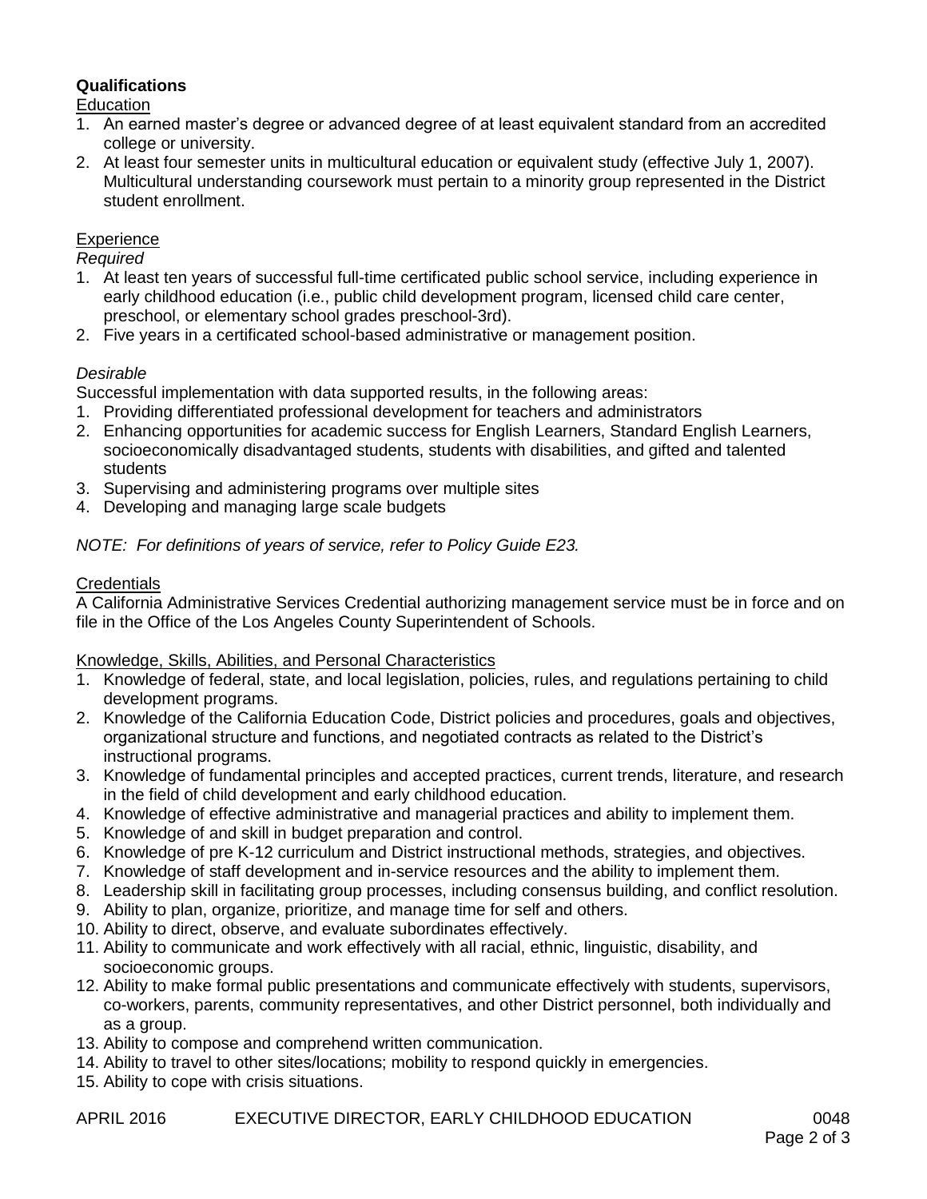**Qualifications**

Education

1. An earned master's degree or advanced degree of at least equivalent standard from an accredited college or university.
2. At least four semester units in multicultural education or equivalent study (effective July 1, 2007). Multicultural understanding coursework must pertain to a minority group represented in the District student enrollment.

Experience

*Required*

1. At least ten years of successful full-time certificated public school service, including experience in early childhood education (i.e., public child development program, licensed child care center, preschool, or elementary school grades preschool-3rd).
2. Five years in a certificated school-based administrative or management position.

*Desirable*

Successful implementation with data supported results, in the following areas:

1. Providing differentiated professional development for teachers and administrators
2. Enhancing opportunities for academic success for English Learners, Standard English Learners, socioeconomically disadvantaged students, students with disabilities, and gifted and talented students
3. Supervising and administering programs over multiple sites
4. Developing and managing large scale budgets

*NOTE: For definitions of years of service, refer to Policy Guide E23.*

Credentials

A California Administrative Services Credential authorizing management service must be in force and on file in the Office of the Los Angeles County Superintendent of Schools.

Knowledge, Skills, Abilities, and Personal Characteristics

1. Knowledge of federal, state, and local legislation, policies, rules, and regulations pertaining to child development programs.
2. Knowledge of the California Education Code, District policies and procedures, goals and objectives, organizational structure and functions, and negotiated contracts as related to the District's instructional programs.
3. Knowledge of fundamental principles and accepted practices, current trends, literature, and research in the field of child development and early childhood education.
4. Knowledge of effective administrative and managerial practices and ability to implement them.
5. Knowledge of and skill in budget preparation and control.
6. Knowledge of pre K-12 curriculum and District instructional methods, strategies, and objectives.
7. Knowledge of staff development and in-service resources and the ability to implement them.
8. Leadership skill in facilitating group processes, including consensus building, and conflict resolution.
9. Ability to plan, organize, prioritize, and manage time for self and others.
10. Ability to direct, observe, and evaluate subordinates effectively.
11. Ability to communicate and work effectively with all racial, ethnic, linguistic, disability, and socioeconomic groups.
12. Ability to make formal public presentations and communicate effectively with students, supervisors, co-workers, parents, community representatives, and other District personnel, both individually and as a group.
13. Ability to compose and comprehend written communication.
14. Ability to travel to other sites/locations; mobility to respond quickly in emergencies.
15. Ability to cope with crisis situations.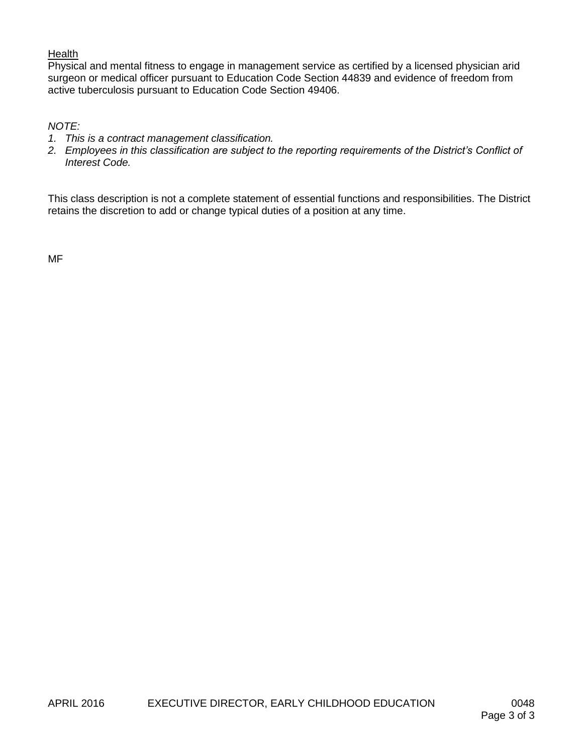Health

Physical and mental fitness to engage in management service as certified by a licensed physician arid surgeon or medical officer pursuant to Education Code Section 44839 and evidence of freedom from active tuberculosis pursuant to Education Code Section 49406.

*NOTE:*

1. *This is a contract management classification.*
2. *Employees in this classification are subject to the reporting requirements of the District's Conflict of Interest Code.*

This class description is not a complete statement of essential functions and responsibilities. The District retains the discretion to add or change typical duties of a position at any time.

MF

APRIL 2016 EXECUTIVE DIRECTOR, EARLY CHILDHOOD EDUCATION 0048